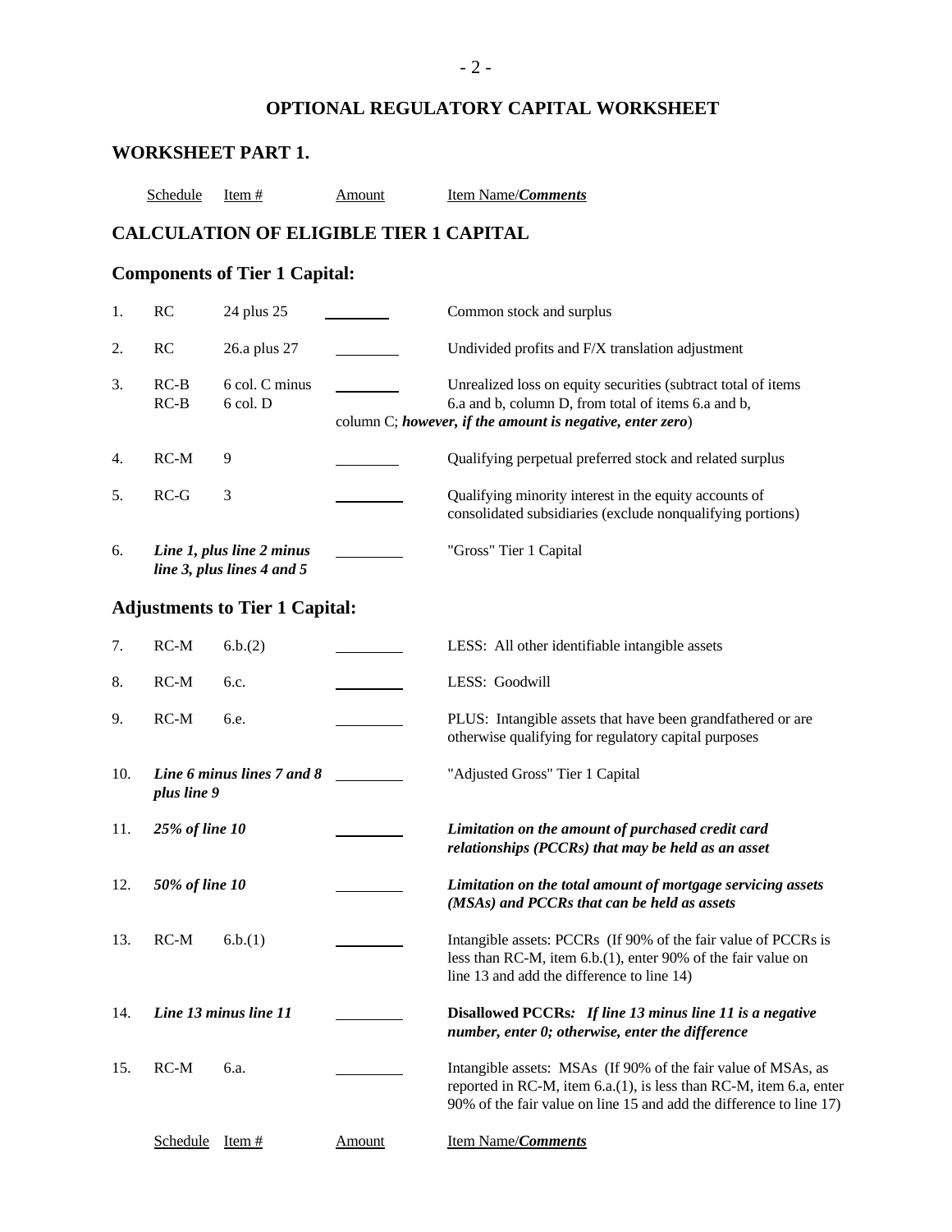# OPTIONAL REGULATORY CAPITAL WORKSHEET

## WORKSHEET PART 1.

| | Schedule | Item # | Amount | Item Name/***Comments*** |
|---|---|---|---|---|

## CALCULATION OF ELIGIBLE TIER 1 CAPITAL

### Components of Tier 1 Capital:

| | Schedule | Item # | Amount | Item Name/***Comments*** |
|---|---|---|---|---|
| 1. | RC | 24 plus 25 | ________ | Common stock and surplus |
| 2. | RC | 26.a plus 27 | ________ | Undivided profits and F/X translation adjustment |
| 3. | RC-B<br>RC-B | 6 col. C minus<br>6 col. D | ________ | Unrealized loss on equity securities (subtract total of items 6.a and b, column D, from total of items 6.a and b, column C; ***however, if the amount is negative, enter zero***) |
| 4. | RC-M | 9 | ________ | Qualifying perpetual preferred stock and related surplus |
| 5. | RC-G | 3 | ________ | Qualifying minority interest in the equity accounts of consolidated subsidiaries (exclude nonqualifying portions) |
| 6. | ***Line 1, plus line 2 minus line 3, plus lines 4 and 5*** | | ________ | "Gross" Tier 1 Capital |

### Adjustments to Tier 1 Capital:

| | Schedule | Item # | Amount | Item Name/***Comments*** |
|---|---|---|---|---|
| 7. | RC-M | 6.b.(2) | ________ | LESS: All other identifiable intangible assets |
| 8. | RC-M | 6.c. | ________ | LESS: Goodwill |
| 9. | RC-M | 6.e. | ________ | PLUS: Intangible assets that have been grandfathered or are otherwise qualifying for regulatory capital purposes |
| 10. | ***Line 6 minus lines 7 and 8 plus line 9*** | | ________ | "Adjusted Gross" Tier 1 Capital |
| 11. | ***25% of line 10*** | | ________ | ***Limitation on the amount of purchased credit card relationships (PCCRs) that may be held as an asset*** |
| 12. | ***50% of line 10*** | | ________ | ***Limitation on the total amount of mortgage servicing assets (MSAs) and PCCRs that can be held as assets*** |
| 13. | RC-M | 6.b.(1) | ________ | Intangible assets: PCCRs (If 90% of the fair value of PCCRs is less than RC-M, item 6.b.(1), enter 90% of the fair value on line 13 and add the difference to line 14) |
| 14. | ***Line 13 minus line 11*** | | ________ | **Disallowed PCCRs*:*** ***If line 13 minus line 11 is a negative number, enter 0; otherwise, enter the difference*** |
| 15. | RC-M | 6.a. | ________ | Intangible assets: MSAs (If 90% of the fair value of MSAs, as reported in RC-M, item 6.a.(1), is less than RC-M, item 6.a, enter 90% of the fair value on line 15 and add the difference to line 17) |

| | Schedule | Item # | Amount | Item Name/***Comments*** |
|---|---|---|---|---|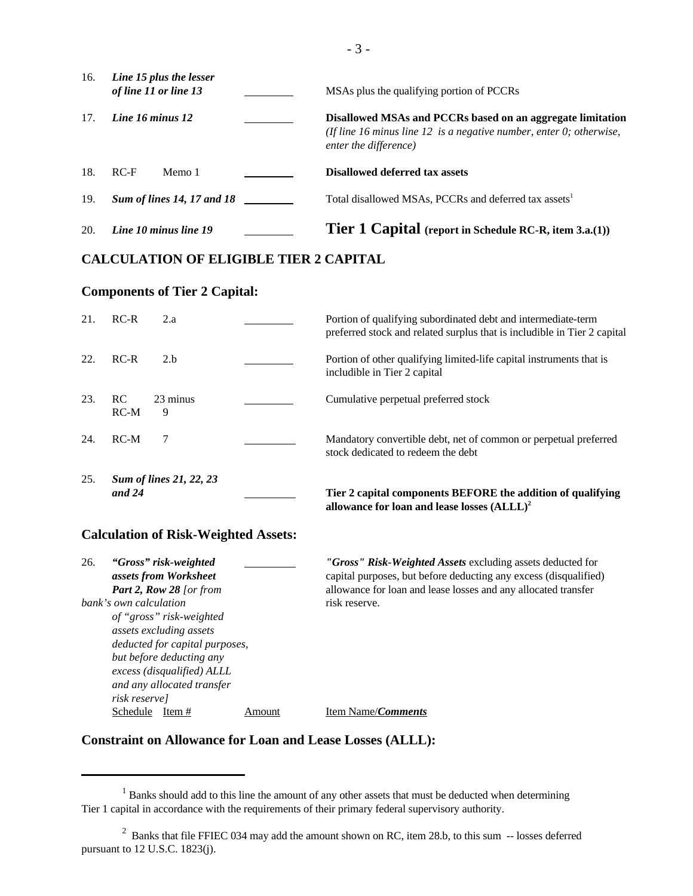| | | | | |
|---|---|---|---|---|
| 16. | *Line 15 plus the lesser of line 11 or line 13* | | ________ | MSAs plus the qualifying portion of PCCRs |
| 17. | *Line 16 minus 12* | | ________ | **Disallowed MSAs and PCCRs based on an aggregate limitation** *(If line 16 minus line 12 is a negative number, enter 0; otherwise, enter the difference)* |
| 18. | RC-F | Memo 1 | ________ | **Disallowed deferred tax assets** |
| 19. | *Sum of lines 14, 17 and 18* | | ________ | Total disallowed MSAs, PCCRs and deferred tax assets[1] |
| 20. | *Line 10 minus line 19* | | ________ | **Tier 1 Capital (report in Schedule RC-R, item 3.a.(1))** |

## CALCULATION OF ELIGIBLE TIER 2 CAPITAL

### Components of Tier 2 Capital:

| | | | | |
|---|---|---|---|---|
| 21. | RC-R | 2.a | ________ | Portion of qualifying subordinated debt and intermediate-term preferred stock and related surplus that is includible in Tier 2 capital |
| 22. | RC-R | 2.b | ________ | Portion of other qualifying limited-life capital instruments that is includible in Tier 2 capital |
| 23. | RC<br>RC-M | 23 minus<br>9 | ________ | Cumulative perpetual preferred stock |
| 24. | RC-M | 7 | ________ | Mandatory convertible debt, net of common or perpetual preferred stock dedicated to redeem the debt |
| 25. | *Sum of lines 21, 22, 23 and 24* | | ________ | **Tier 2 capital components BEFORE the addition of qualifying allowance for loan and lease losses (ALLL)[2]** |

### Calculation of Risk-Weighted Assets:

| | | | | |
|---|---|---|---|---|
| 26. | ***"Gross" risk-weighted assets from Worksheet Part 2, Row 28*** *[or from bank's own calculation of "gross" risk-weighted assets excluding assets deducted for capital purposes, but before deducting any excess (disqualified) ALLL and any allocated transfer risk reserve]* | | ________ | ***"Gross" Risk-Weighted Assets*** excluding assets deducted for capital purposes, but before deducting any excess (disqualified) allowance for loan and lease losses and any allocated transfer risk reserve. |
| | Schedule | Item # | Amount | Item Name/***Comments*** |

### Constraint on Allowance for Loan and Lease Losses (ALLL):

[1] Banks should add to this line the amount of any other assets that must be deducted when determining Tier 1 capital in accordance with the requirements of their primary federal supervisory authority.

[2] Banks that file FFIEC 034 may add the amount shown on RC, item 28.b, to this sum -- losses deferred pursuant to 12 U.S.C. 1823(j).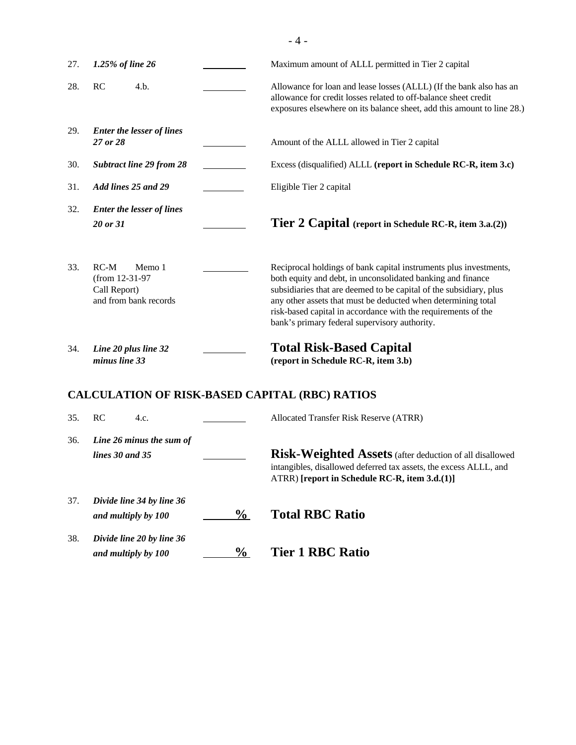| | | | |
|---|---|---|---|
| 27. | *1.25% of line 26* | ________ | Maximum amount of ALLL permitted in Tier 2 capital |
| 28. | RC 4.b. | ________ | Allowance for loan and lease losses (ALLL) (If the bank also has an allowance for credit losses related to off-balance sheet credit exposures elsewhere on its balance sheet, add this amount to line 28.) |
| 29. | ***Enter the lesser of lines 27 or 28*** | ________ | Amount of the ALLL allowed in Tier 2 capital |
| 30. | ***Subtract line 29 from 28*** | ________ | Excess (disqualified) ALLL **(report in Schedule RC-R, item 3.c)** |
| 31. | ***Add lines 25 and 29*** | ________ | Eligible Tier 2 capital |
| 32. | ***Enter the lesser of lines 20 or 31*** | ________ | **Tier 2 Capital (report in Schedule RC-R, item 3.a.(2))** |
| 33. | RC-M Memo 1 (from 12-31-97 Call Report) and from bank records | ________ | Reciprocal holdings of bank capital instruments plus investments, both equity and debt, in unconsolidated banking and finance subsidiaries that are deemed to be capital of the subsidiary, plus any other assets that must be deducted when determining total risk-based capital in accordance with the requirements of the bank's primary federal supervisory authority. |
| 34. | ***Line 20 plus line 32 minus line 33*** | ________ | **Total Risk-Based Capital (report in Schedule RC-R, item 3.b)** |

## CALCULATION OF RISK-BASED CAPITAL (RBC) RATIOS

| | | | |
|---|---|---|---|
| 35. | RC 4.c. | ________ | Allocated Transfer Risk Reserve (ATRR) |
| 36. | ***Line 26 minus the sum of lines 30 and 35*** | ________ | **Risk-Weighted Assets** (after deduction of all disallowed intangibles, disallowed deferred tax assets, the excess ALLL, and ATRR) **[report in Schedule RC-R, item 3.d.(1)]** |
| 37. | ***Divide line 34 by line 36 and multiply by 100*** | ______**%** | **Total RBC Ratio** |
| 38. | ***Divide line 20 by line 36 and multiply by 100*** | ______**%** | **Tier 1 RBC Ratio** |